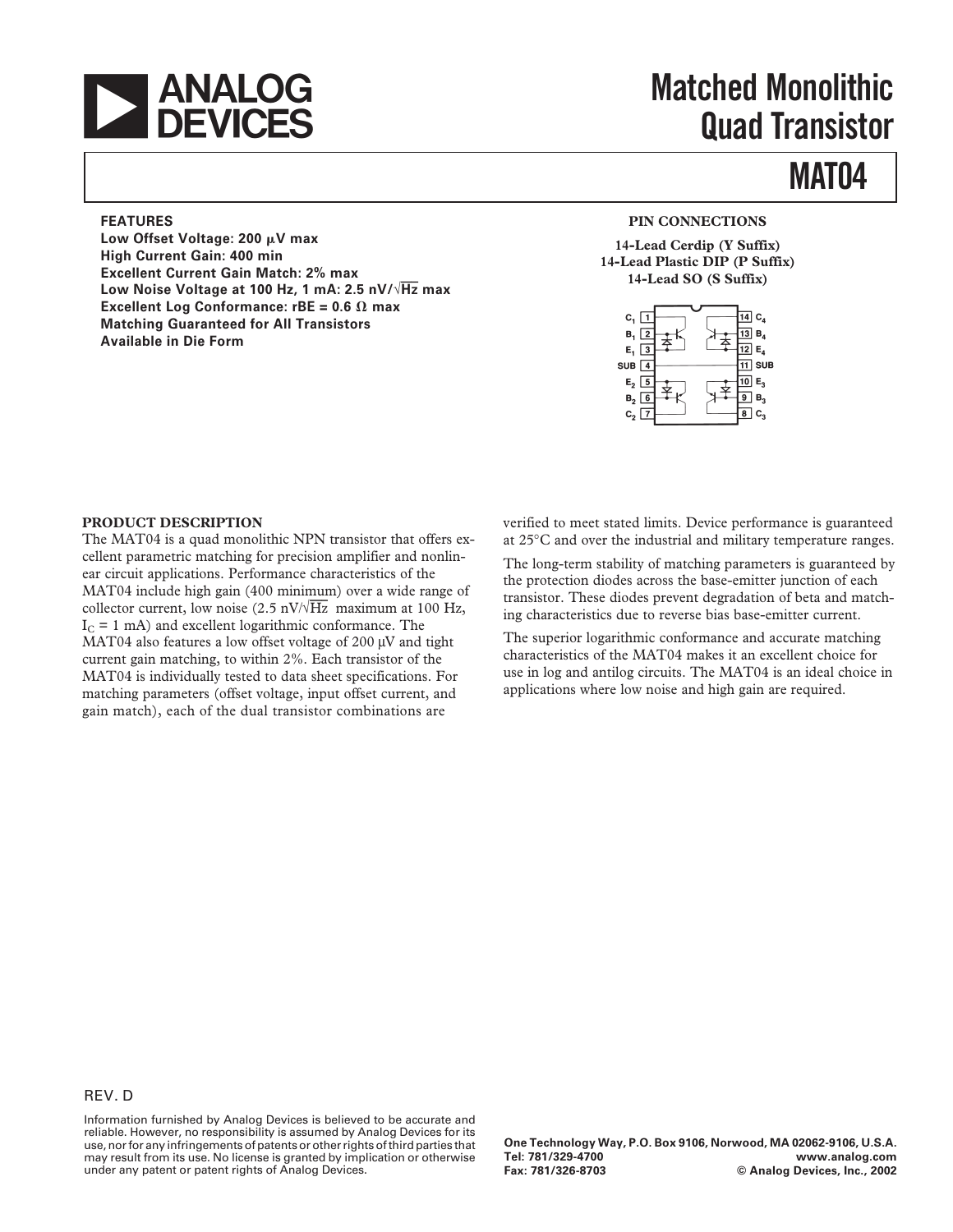# Matched Monolithic Quad Transistor

# MAT04

**FEATURES**

**Low Offset Voltage: 200 μV max**
**High Current Gain: 400 min**
**Excellent Current Gain Match: 2% max**
**Low Noise Voltage at 100 Hz, 1 mA: 2.5 nV/√Hz max**
**Excellent Log Conformance: rBE = 0.6 Ω max**
**Matching Guaranteed for All Transistors**
**Available in Die Form**

**PIN CONNECTIONS**

**14-Lead Cerdip (Y Suffix)**
**14-Lead Plastic DIP (P Suffix)**
**14-Lead SO (S Suffix)**

| Pin | Name | Pin | Name |
|---|---|---|---|
| 1 | $C_1$ | 14 | $C_4$ |
| 2 | $B_1$ | 13 | $B_4$ |
| 3 | $E_1$ | 12 | $E_4$ |
| 4 | SUB | 11 | SUB |
| 5 | $E_2$ | 10 | $E_3$ |
| 6 | $B_2$ | 9 | $B_3$ |
| 7 | $C_2$ | 8 | $C_3$ |

## PRODUCT DESCRIPTION

The MAT04 is a quad monolithic NPN transistor that offers excellent parametric matching for precision amplifier and nonlinear circuit applications. Performance characteristics of the MAT04 include high gain (400 minimum) over a wide range of collector current, low noise (2.5 nV/√Hz maximum at 100 Hz, $I_C$ = 1 mA) and excellent logarithmic conformance. The MAT04 also features a low offset voltage of 200 μV and tight current gain matching, to within 2%. Each transistor of the MAT04 is individually tested to data sheet specifications. For matching parameters (offset voltage, input offset current, and gain match), each of the dual transistor combinations are verified to meet stated limits. Device performance is guaranteed at 25°C and over the industrial and military temperature ranges.

The long-term stability of matching parameters is guaranteed by the protection diodes across the base-emitter junction of each transistor. These diodes prevent degradation of beta and matching characteristics due to reverse bias base-emitter current.

The superior logarithmic conformance and accurate matching characteristics of the MAT04 makes it an excellent choice for use in log and antilog circuits. The MAT04 is an ideal choice in applications where low noise and high gain are required.

REV. D

Information furnished by Analog Devices is believed to be accurate and reliable. However, no responsibility is assumed by Analog Devices for its use, nor for any infringements of patents or other rights of third parties that may result from its use. No license is granted by implication or otherwise under any patent or patent rights of Analog Devices.

One Technology Way, P.O. Box 9106, Norwood, MA 02062-9106, U.S.A.
Tel: 781/329-4700 www.analog.com
Fax: 781/326-8703 © Analog Devices, Inc., 2002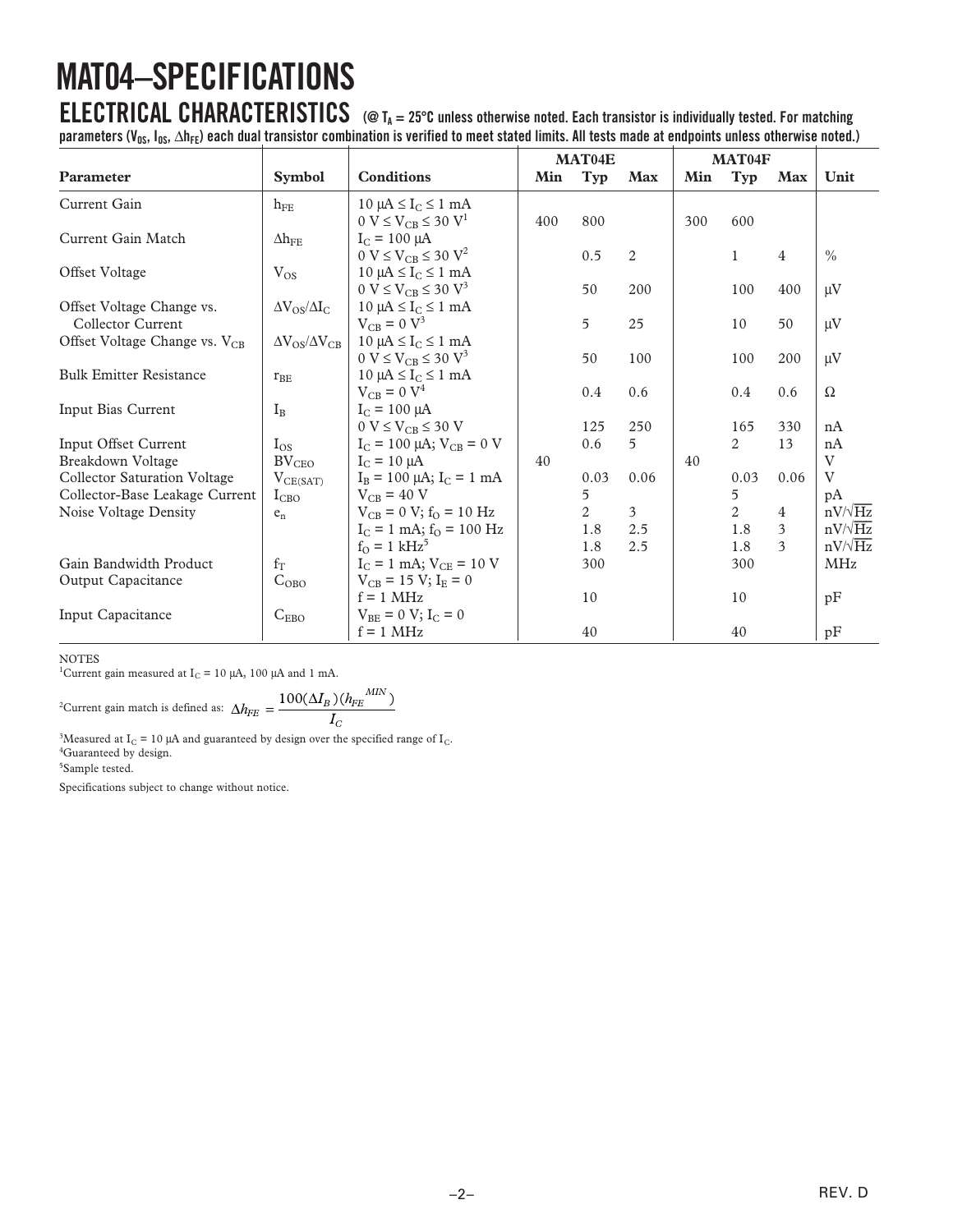# MAT04–SPECIFICATIONS

## ELECTRICAL CHARACTERISTICS

(@ $T_A$ = 25°C unless otherwise noted. Each transistor is individually tested. For matching parameters ($V_{OS}$, $I_{OS}$, $\Delta h_{FE}$) each dual transistor combination is verified to meet stated limits. All tests made at endpoints unless otherwise noted.)

| Parameter | Symbol | Conditions | MAT04E | | | MAT04F | | | Unit |
|---|---|---|---|---|---|---|---|---|---|
| | | | Min | Typ | Max | Min | Typ | Max | |
| Current Gain | $h_{FE}$ | 10 µA ≤ $I_C$ ≤ 1 mA; 0 V ≤ $V_{CB}$ ≤ 30 V[1] | 400 | 800 | | 300 | 600 | | |
| Current Gain Match | $\Delta h_{FE}$ | $I_C$ = 100 µA; 0 V ≤ $V_{CB}$ ≤ 30 V[2] | | 0.5 | 2 | | 1 | 4 | % |
| Offset Voltage | $V_{OS}$ | 10 µA ≤ $I_C$ ≤ 1 mA; 0 V ≤ $V_{CB}$ ≤ 30 V[3] | | 50 | 200 | | 100 | 400 | µV |
| Offset Voltage Change vs. Collector Current | $\Delta V_{OS}/\Delta I_C$ | 10 µA ≤ $I_C$ ≤ 1 mA; $V_{CB}$ = 0 V[3] | | 5 | 25 | | 10 | 50 | µV |
| Offset Voltage Change vs. $V_{CB}$ | $\Delta V_{OS}/\Delta V_{CB}$ | 10 µA ≤ $I_C$ ≤ 1 mA; 0 V ≤ $V_{CB}$ ≤ 30 V[3] | | 50 | 100 | | 100 | 200 | µV |
| Bulk Emitter Resistance | $r_{BE}$ | 10 µA ≤ $I_C$ ≤ 1 mA; $V_{CB}$ = 0 V[4] | | 0.4 | 0.6 | | 0.4 | 0.6 | Ω |
| Input Bias Current | $I_B$ | $I_C$ = 100 µA; 0 V ≤ $V_{CB}$ ≤ 30 V | | 125 | 250 | | 165 | 330 | nA |
| Input Offset Current | $I_{OS}$ | $I_C$ = 100 µA; $V_{CB}$ = 0 V | | 0.6 | 5 | | 2 | 13 | nA |
| Breakdown Voltage | $BV_{CEO}$ | $I_C$ = 10 µA | 40 | | | 40 | | | V |
| Collector Saturation Voltage | $V_{CE(SAT)}$ | $I_B$ = 100 µA; $I_C$ = 1 mA | | 0.03 | 0.06 | | 0.03 | 0.06 | V |
| Collector-Base Leakage Current | $I_{CBO}$ | $V_{CB}$ = 40 V | | 5 | | | 5 | | pA |
| Noise Voltage Density | $e_n$ | $V_{CB}$ = 0 V; $f_O$ = 10 Hz | | 2 | 3 | | 2 | 4 | nV/√Hz |
| | | $I_C$ = 1 mA; $f_O$ = 100 Hz | | 1.8 | 2.5 | | 1.8 | 3 | nV/√Hz |
| | | $f_O$ = 1 kHz[5] | | 1.8 | 2.5 | | 1.8 | 3 | nV/√Hz |
| Gain Bandwidth Product | $f_T$ | $I_C$ = 1 mA; $V_{CE}$ = 10 V | | 300 | | | 300 | | MHz |
| Output Capacitance | $C_{OBO}$ | $V_{CB}$ = 15 V; $I_E$ = 0; f = 1 MHz | | 10 | | | 10 | | pF |
| Input Capacitance | $C_{EBO}$ | $V_{BE}$ = 0 V; $I_C$ = 0; f = 1 MHz | | 40 | | | 40 | | pF |

NOTES

[1] Current gain measured at $I_C$ = 10 µA, 100 µA and 1 mA.

[2] Current gain match is defined as: $\Delta h_{FE} = \dfrac{100(\Delta I_B)(h_{FE}^{\ MIN})}{I_C}$

[3] Measured at $I_C$ = 10 µA and guaranteed by design over the specified range of $I_C$.

[4] Guaranteed by design.

[5] Sample tested.

Specifications subject to change without notice.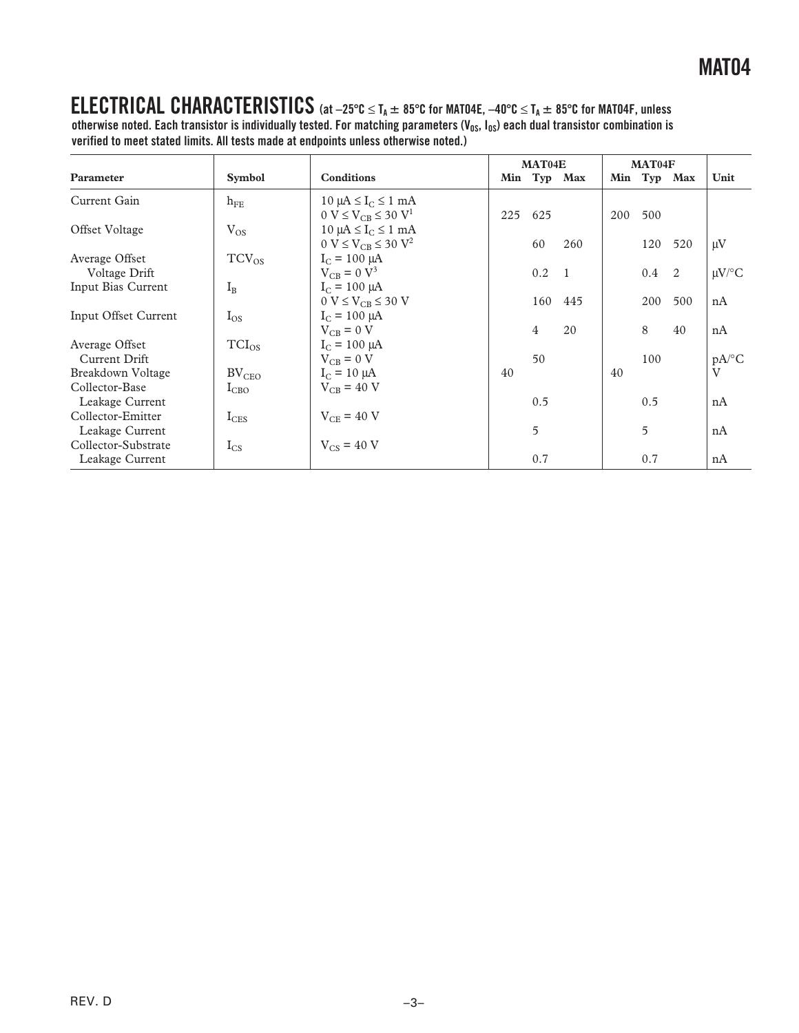## ELECTRICAL CHARACTERISTICS

(at $-25°C \leq T_A \pm 85°C$ for MAT04E, $-40°C \leq T_A \pm 85°C$ for MAT04F, unless otherwise noted. Each transistor is individually tested. For matching parameters ($V_{OS}$, $I_{OS}$) each dual transistor combination is verified to meet stated limits. All tests made at endpoints unless otherwise noted.)

| Parameter | Symbol | Conditions | MAT04E Min | MAT04E Typ | MAT04E Max | MAT04F Min | MAT04F Typ | MAT04F Max | Unit |
|---|---|---|---|---|---|---|---|---|---|
| Current Gain | $h_{FE}$ | $10\ \mu A \leq I_C \leq 1\ mA$, $0\ V \leq V_{CB} \leq 30\ V$[1] | 225 | 625 | | 200 | 500 | | |
| Offset Voltage | $V_{OS}$ | $10\ \mu A \leq I_C \leq 1\ mA$, $0\ V \leq V_{CB} \leq 30\ V$[2] | | 60 | 260 | | 120 | 520 | μV |
| Average Offset Voltage Drift | $TCV_{OS}$ | $I_C = 100\ \mu A$, $V_{CB} = 0\ V$[3] | | 0.2 | 1 | | 0.4 | 2 | μV/°C |
| Input Bias Current | $I_B$ | $I_C = 100\ \mu A$, $0\ V \leq V_{CB} \leq 30\ V$ | | 160 | 445 | | 200 | 500 | nA |
| Input Offset Current | $I_{OS}$ | $I_C = 100\ \mu A$, $V_{CB} = 0\ V$ | | 4 | 20 | | 8 | 40 | nA |
| Average Offset Current Drift | $TCI_{OS}$ | $I_C = 100\ \mu A$, $V_{CB} = 0\ V$ | | 50 | | | 100 | | pA/°C |
| Breakdown Voltage | $BV_{CEO}$ | $I_C = 10\ \mu A$ | 40 | | | 40 | | | V |
| Collector-Base Leakage Current | $I_{CBO}$ | $V_{CB} = 40\ V$ | | 0.5 | | | 0.5 | | nA |
| Collector-Emitter Leakage Current | $I_{CES}$ | $V_{CE} = 40\ V$ | | 5 | | | 5 | | nA |
| Collector-Substrate Leakage Current | $I_{CS}$ | $V_{CS} = 40\ V$ | | 0.7 | | | 0.7 | | nA |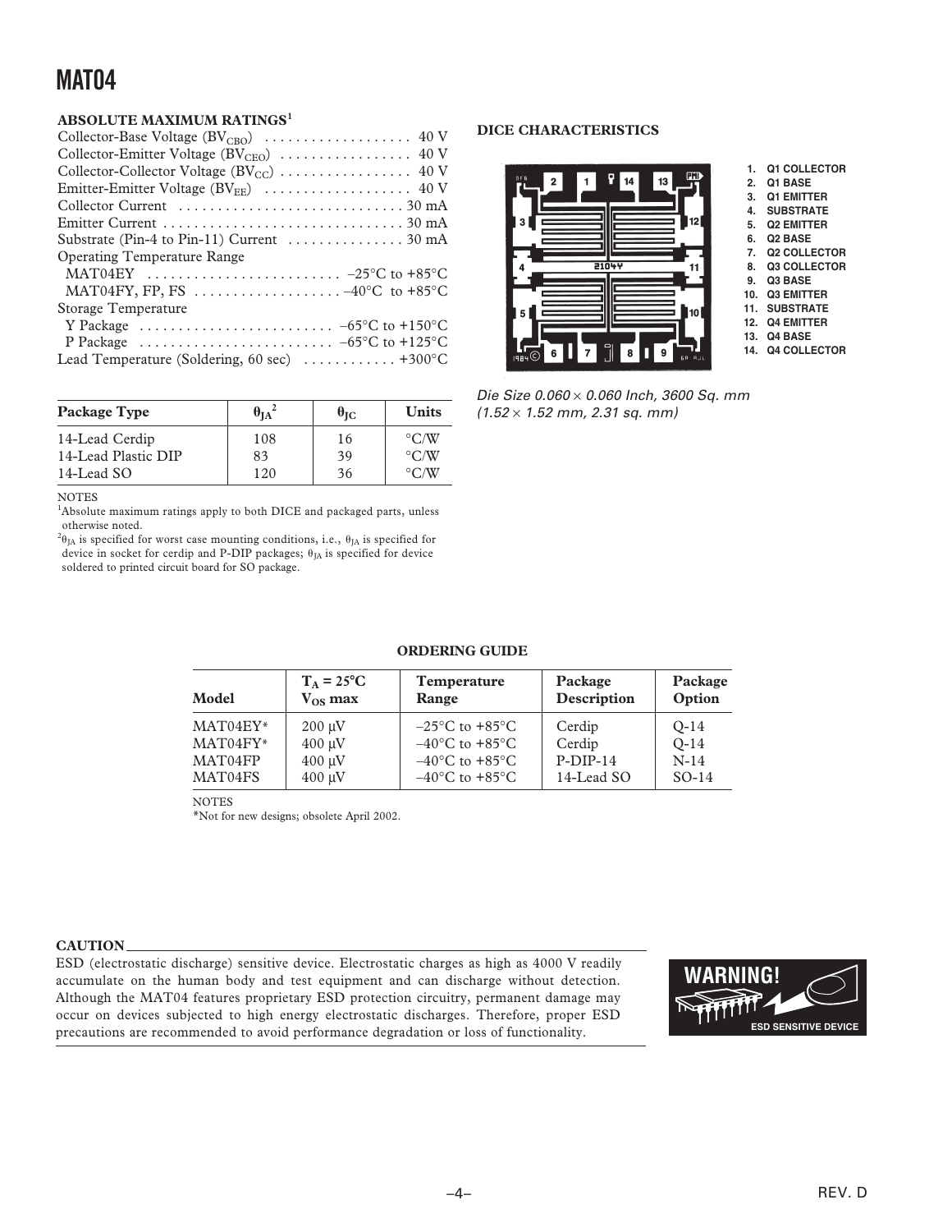## ABSOLUTE MAXIMUM RATINGS[1]

Collector-Base Voltage ($BV_{CBO}$) . . . . . . . . . . . . . . . . . . . 40 V
Collector-Emitter Voltage ($BV_{CEO}$) . . . . . . . . . . . . . . . . 40 V
Collector-Collector Voltage ($BV_{CC}$) . . . . . . . . . . . . . . . . 40 V
Emitter-Emitter Voltage ($BV_{EE}$) . . . . . . . . . . . . . . . . . . 40 V
Collector Current . . . . . . . . . . . . . . . . . . . . . . . . . . . . . 30 mA
Emitter Current . . . . . . . . . . . . . . . . . . . . . . . . . . . . . . . 30 mA
Substrate (Pin-4 to Pin-11) Current . . . . . . . . . . . . . . . 30 mA
Operating Temperature Range
  MAT04EY . . . . . . . . . . . . . . . . . . . . . . . . . –25°C to +85°C
  MAT04FY, FP, FS . . . . . . . . . . . . . . . . . . . –40°C to +85°C
Storage Temperature
  Y Package . . . . . . . . . . . . . . . . . . . . . . . . –65°C to +150°C
  P Package . . . . . . . . . . . . . . . . . . . . . . . . –65°C to +125°C
Lead Temperature (Soldering, 60 sec) . . . . . . . . . . . +300°C

| Package Type | $\theta_{JA}$[2] | $\theta_{JC}$ | Units |
|---|---|---|---|
| 14-Lead Cerdip | 108 | 16 | °C/W |
| 14-Lead Plastic DIP | 83 | 39 | °C/W |
| 14-Lead SO | 120 | 36 | °C/W |

NOTES

[1]Absolute maximum ratings apply to both DICE and packaged parts, unless otherwise noted.

[2]$\theta_{JA}$ is specified for worst case mounting conditions, i.e., $\theta_{JA}$ is specified for device in socket for cerdip and P-DIP packages; $\theta_{JA}$ is specified for device soldered to printed circuit board for SO package.

## DICE CHARACTERISTICS

1. Q1 COLLECTOR
2. Q1 BASE
3. Q1 EMITTER
4. SUBSTRATE
5. Q2 EMITTER
6. Q2 BASE
7. Q2 COLLECTOR
8. Q3 COLLECTOR
9. Q3 BASE
10. Q3 EMITTER
11. SUBSTRATE
12. Q4 EMITTER
13. Q4 BASE
14. Q4 COLLECTOR

*Die Size 0.060 × 0.060 Inch, 3600 Sq. mm (1.52 × 1.52 mm, 2.31 sq. mm)*

## ORDERING GUIDE

| Model | $T_A$ = 25°C $V_{OS}$ max | Temperature Range | Package Description | Package Option |
|---|---|---|---|---|
| MAT04EY* | 200 µV | –25°C to +85°C | Cerdip | Q-14 |
| MAT04FY* | 400 µV | –40°C to +85°C | Cerdip | Q-14 |
| MAT04FP | 400 µV | –40°C to +85°C | P-DIP-14 | N-14 |
| MAT04FS | 400 µV | –40°C to +85°C | 14-Lead SO | SO-14 |

NOTES

*Not for new designs; obsolete April 2002.

**CAUTION**

ESD (electrostatic discharge) sensitive device. Electrostatic charges as high as 4000 V readily accumulate on the human body and test equipment and can discharge without detection. Although the MAT04 features proprietary ESD protection circuitry, permanent damage may occur on devices subjected to high energy electrostatic discharges. Therefore, proper ESD precautions are recommended to avoid performance degradation or loss of functionality.

WARNING! ESD SENSITIVE DEVICE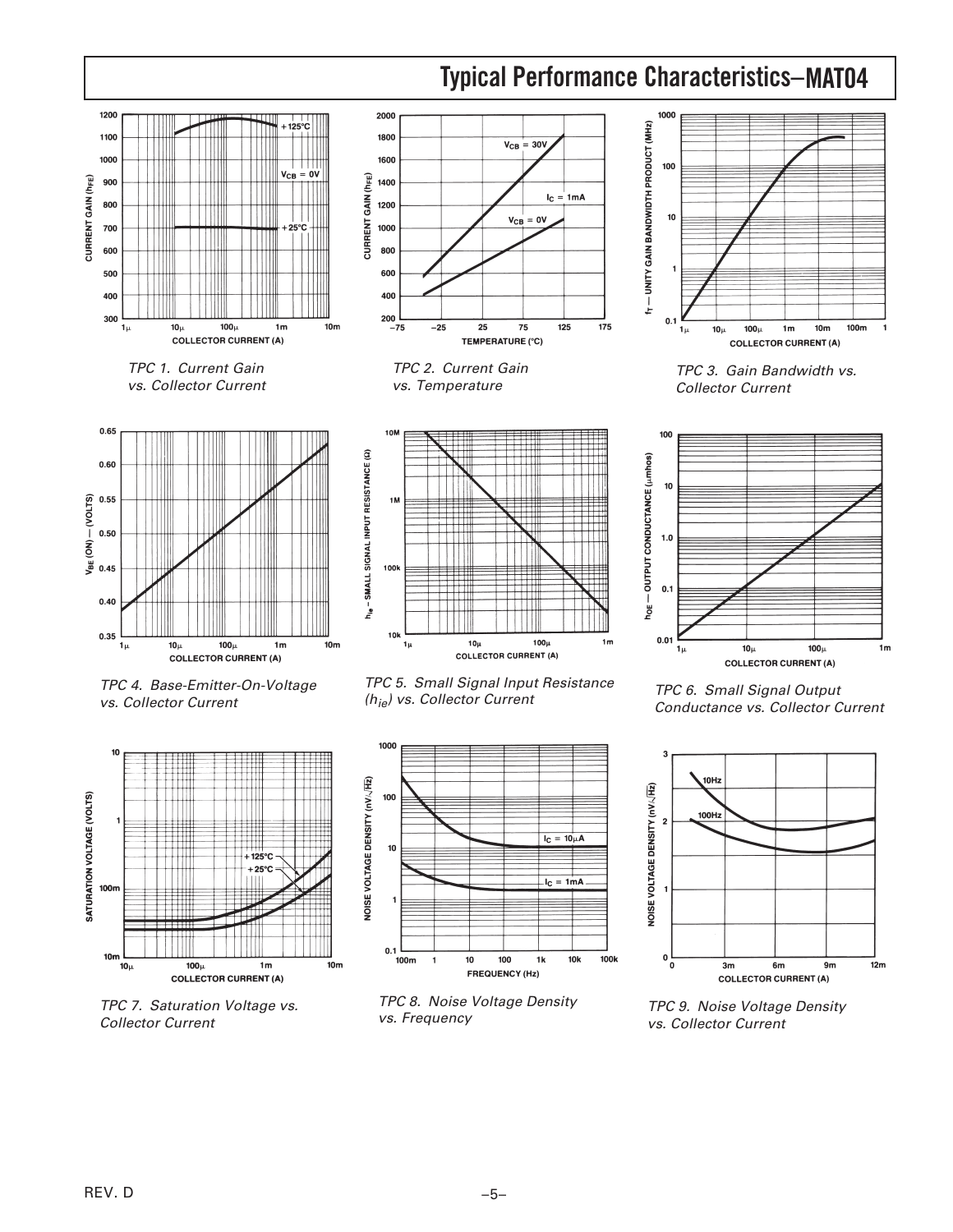## Typical Performance Characteristics–MAT04

TPC 1. Current Gain vs. Collector Current

TPC 2. Current Gain vs. Temperature

TPC 3. Gain Bandwidth vs. Collector Current

TPC 4. Base-Emitter-On-Voltage vs. Collector Current

TPC 5. Small Signal Input Resistance ($h_{ie}$) vs. Collector Current

TPC 6. Small Signal Output Conductance vs. Collector Current

TPC 7. Saturation Voltage vs. Collector Current

TPC 8. Noise Voltage Density vs. Frequency

TPC 9. Noise Voltage Density vs. Collector Current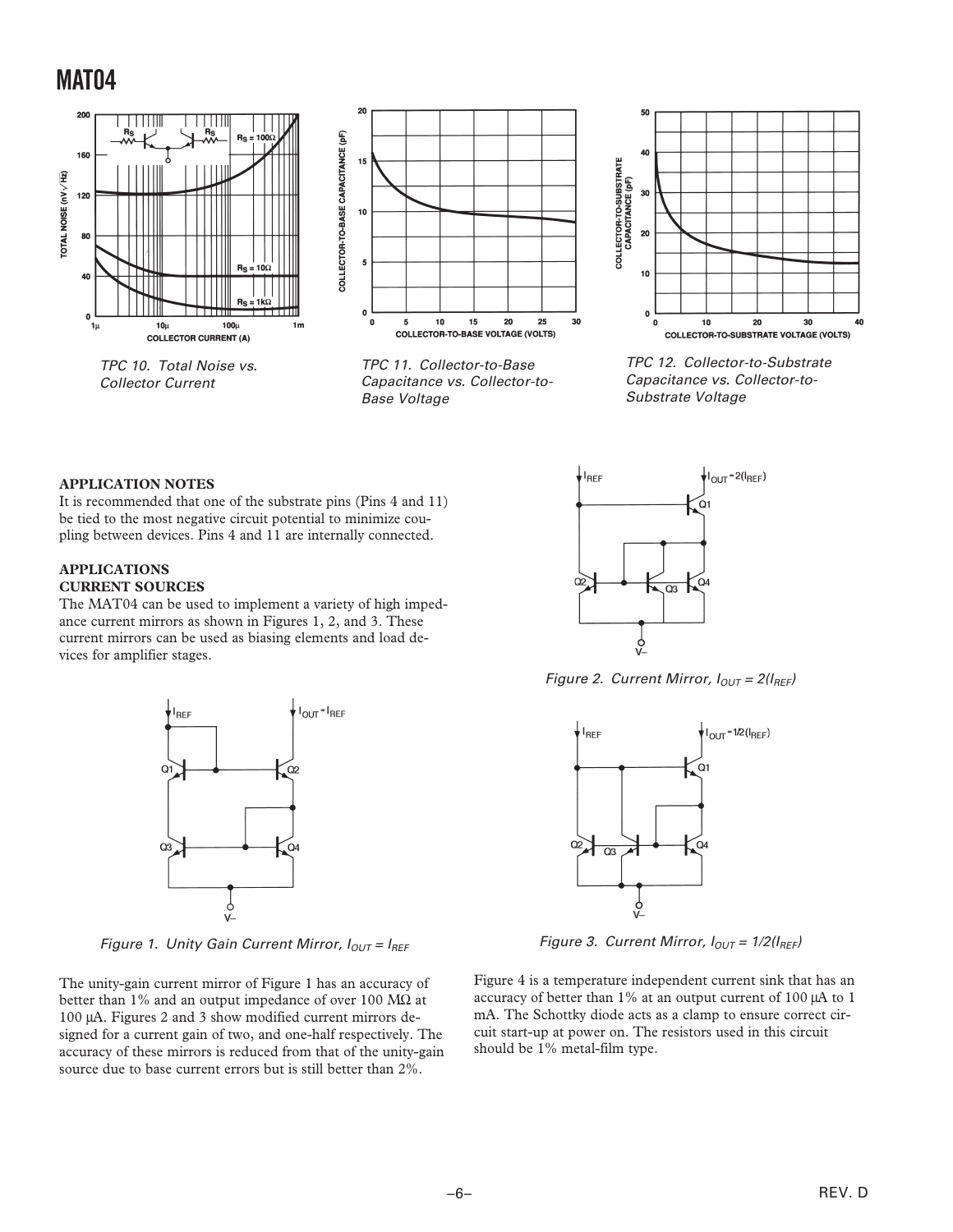TPC 10. Total Noise vs. Collector Current

TPC 11. Collector-to-Base Capacitance vs. Collector-to-Base Voltage

TPC 12. Collector-to-Substrate Capacitance vs. Collector-to-Substrate Voltage

**APPLICATION NOTES**

It is recommended that one of the substrate pins (Pins 4 and 11) be tied to the most negative circuit potential to minimize coupling between devices. Pins 4 and 11 are internally connected.

**APPLICATIONS**

**CURRENT SOURCES**

The MAT04 can be used to implement a variety of high impedance current mirrors as shown in Figures 1, 2, and 3. These current mirrors can be used as biasing elements and load devices for amplifier stages.

*Figure 1. Unity Gain Current Mirror, $I_{OUT} = I_{REF}$*

The unity-gain current mirror of Figure 1 has an accuracy of better than 1% and an output impedance of over 100 MΩ at 100 μA. Figures 2 and 3 show modified current mirrors designed for a current gain of two, and one-half respectively. The accuracy of these mirrors is reduced from that of the unity-gain source due to base current errors but is still better than 2%.

*Figure 2. Current Mirror, $I_{OUT} = 2(I_{REF})$*

*Figure 3. Current Mirror, $I_{OUT} = 1/2(I_{REF})$*

Figure 4 is a temperature independent current sink that has an accuracy of better than 1% at an output current of 100 μA to 1 mA. The Schottky diode acts as a clamp to ensure correct circuit start-up at power on. The resistors used in this circuit should be 1% metal-film type.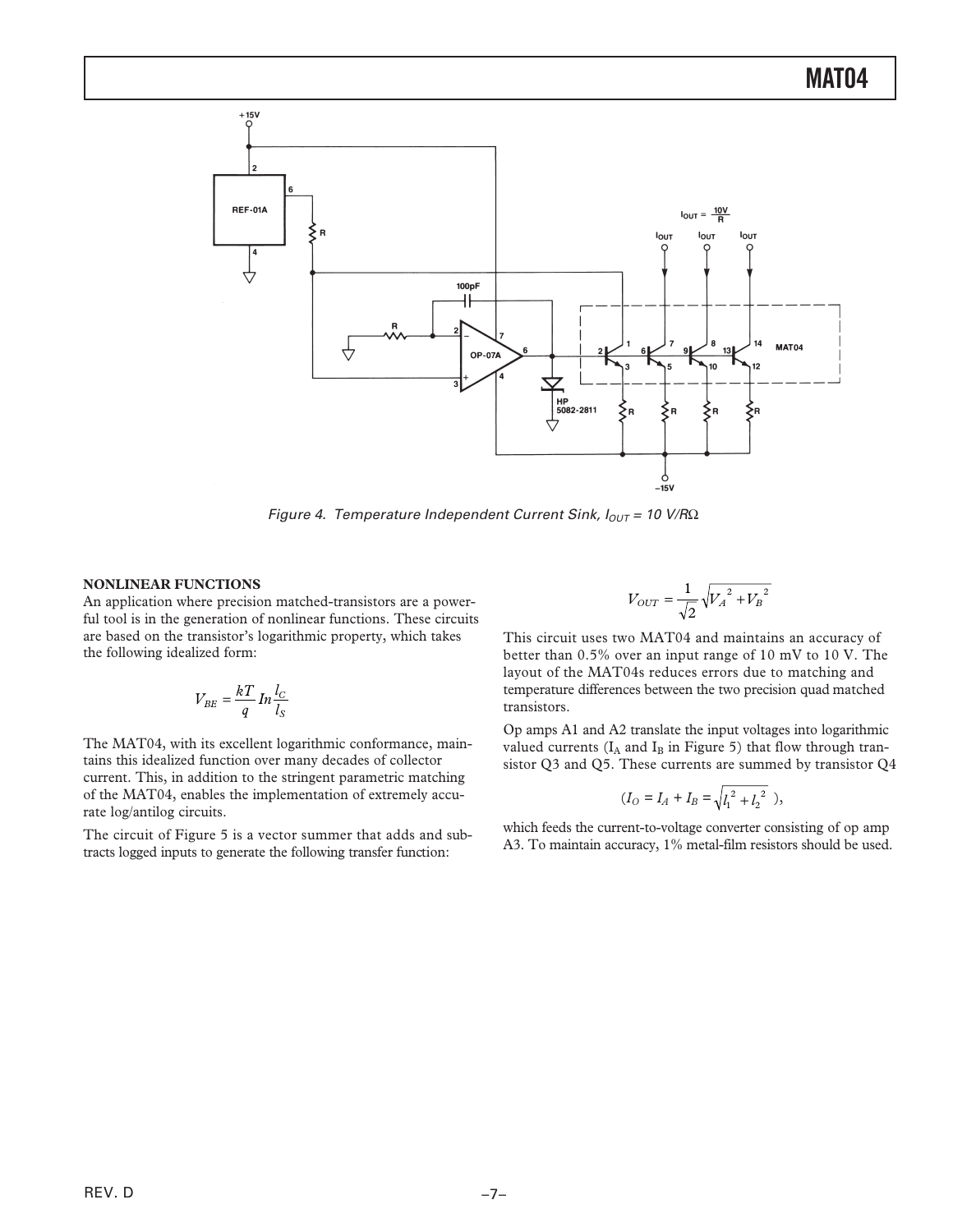Figure 4. Temperature Independent Current Sink, $I_{OUT}$ = 10 V/RΩ

### NONLINEAR FUNCTIONS

An application where precision matched-transistors are a powerful tool is in the generation of nonlinear functions. These circuits are based on the transistor's logarithmic property, which takes the following idealized form:

$$V_{BE} = \frac{kT}{q} In \frac{I_C}{I_S}$$

The MAT04, with its excellent logarithmic conformance, maintains this idealized function over many decades of collector current. This, in addition to the stringent parametric matching of the MAT04, enables the implementation of extremely accurate log/antilog circuits.

The circuit of Figure 5 is a vector summer that adds and subtracts logged inputs to generate the following transfer function:

$$V_{OUT} = \frac{1}{\sqrt{2}} \sqrt{V_A{}^2 + V_B{}^2}$$

This circuit uses two MAT04 and maintains an accuracy of better than 0.5% over an input range of 10 mV to 10 V. The layout of the MAT04s reduces errors due to matching and temperature differences between the two precision quad matched transistors.

Op amps A1 and A2 translate the input voltages into logarithmic valued currents ($I_A$ and $I_B$ in Figure 5) that flow through transistor Q3 and Q5. These currents are summed by transistor Q4

$$(I_O = I_A + I_B = \sqrt{I_1{}^2 + I_2{}^2}\ ),$$

which feeds the current-to-voltage converter consisting of op amp A3. To maintain accuracy, 1% metal-film resistors should be used.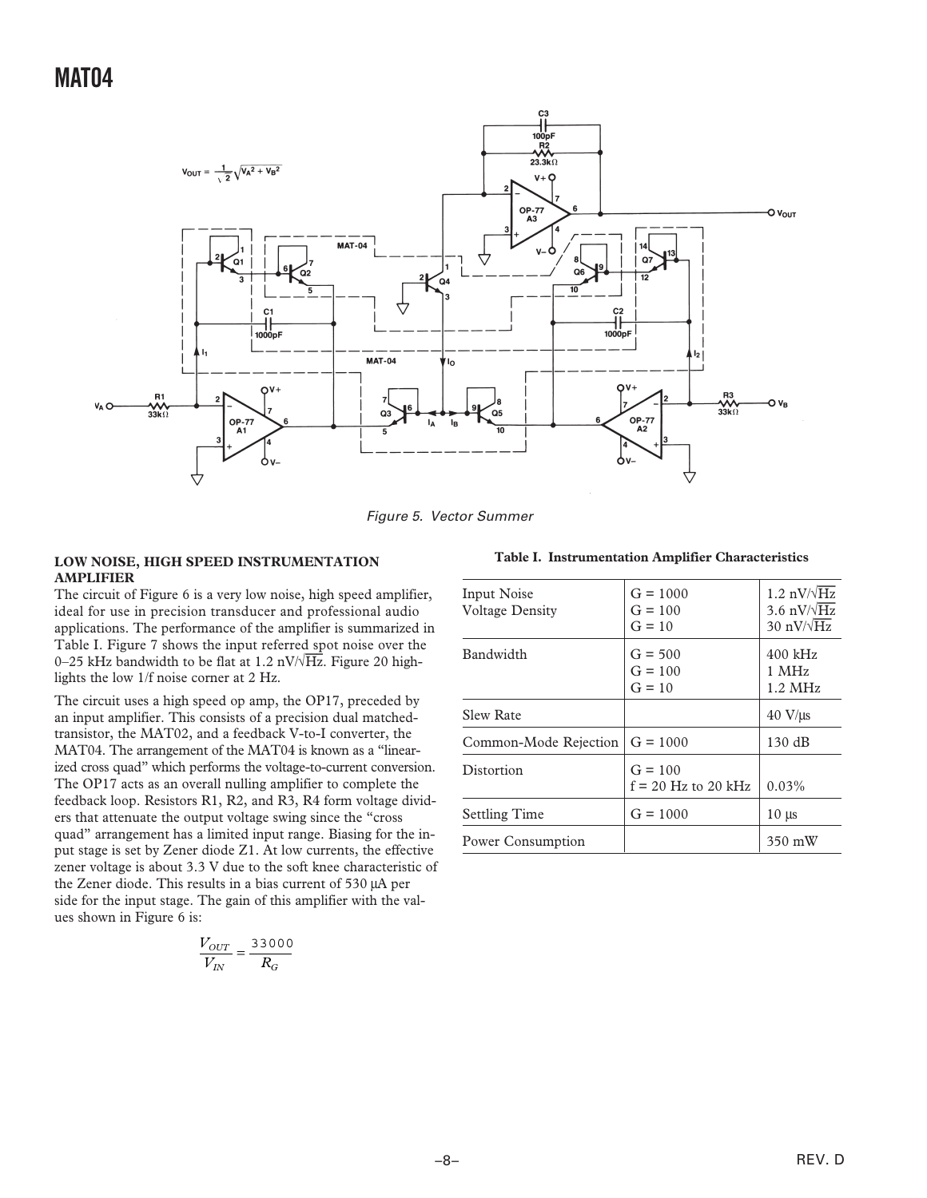Figure 5. Vector Summer

**LOW NOISE, HIGH SPEED INSTRUMENTATION AMPLIFIER**

The circuit of Figure 6 is a very low noise, high speed amplifier, ideal for use in precision transducer and professional audio applications. The performance of the amplifier is summarized in Table I. Figure 7 shows the input referred spot noise over the 0–25 kHz bandwidth to be flat at 1.2 nV/√Hz. Figure 20 highlights the low 1/f noise corner at 2 Hz.

The circuit uses a high speed op amp, the OP17, preceded by an input amplifier. This consists of a precision dual matched-transistor, the MAT02, and a feedback V-to-I converter, the MAT04. The arrangement of the MAT04 is known as a "linearized cross quad" which performs the voltage-to-current conversion. The OP17 acts as an overall nulling amplifier to complete the feedback loop. Resistors R1, R2, and R3, R4 form voltage dividers that attenuate the output voltage swing since the "cross quad" arrangement has a limited input range. Biasing for the input stage is set by Zener diode Z1. At low currents, the effective zener voltage is about 3.3 V due to the soft knee characteristic of the Zener diode. This results in a bias current of 530 µA per side for the input stage. The gain of this amplifier with the values shown in Figure 6 is:

$$\frac{V_{OUT}}{V_{IN}} = \frac{33000}{R_G}$$

**Table I. Instrumentation Amplifier Characteristics**

| | | |
|---|---|---|
| Input Noise Voltage Density | G = 1000<br>G = 100<br>G = 10 | 1.2 nV/√Hz<br>3.6 nV/√Hz<br>30 nV/√Hz |
| Bandwidth | G = 500<br>G = 100<br>G = 10 | 400 kHz<br>1 MHz<br>1.2 MHz |
| Slew Rate | | 40 V/µs |
| Common-Mode Rejection | G = 1000 | 130 dB |
| Distortion | G = 100<br>f = 20 Hz to 20 kHz | 0.03% |
| Settling Time | G = 1000 | 10 µs |
| Power Consumption | | 350 mW |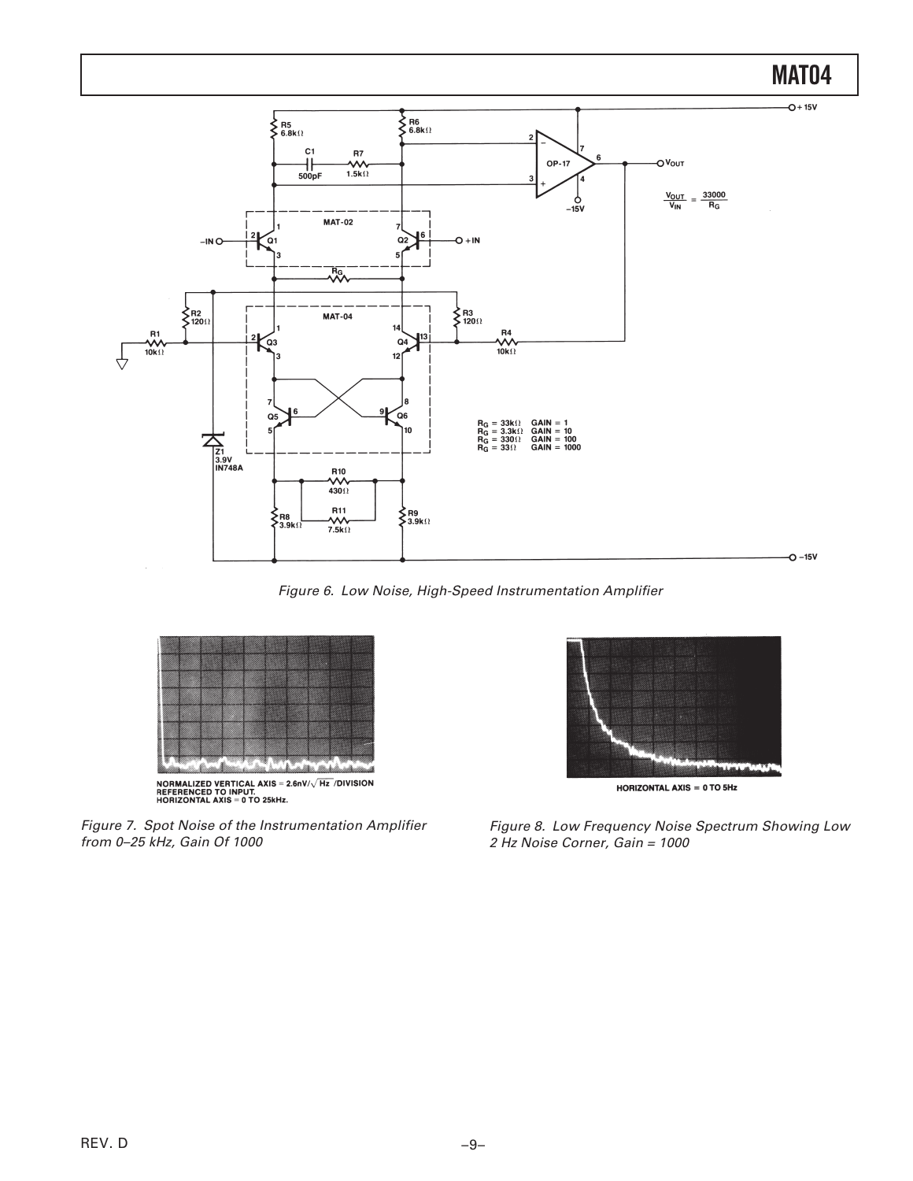Figure 6. Low Noise, High-Speed Instrumentation Amplifier

NORMALIZED VERTICAL AXIS = 2.6nV/$\sqrt{Hz}$ /DIVISION
REFERENCED TO INPUT.
HORIZONTAL AXIS = 0 TO 25kHz.

Figure 7. Spot Noise of the Instrumentation Amplifier from 0–25 kHz, Gain Of 1000

HORIZONTAL AXIS = 0 TO 5Hz

Figure 8. Low Frequency Noise Spectrum Showing Low 2 Hz Noise Corner, Gain = 1000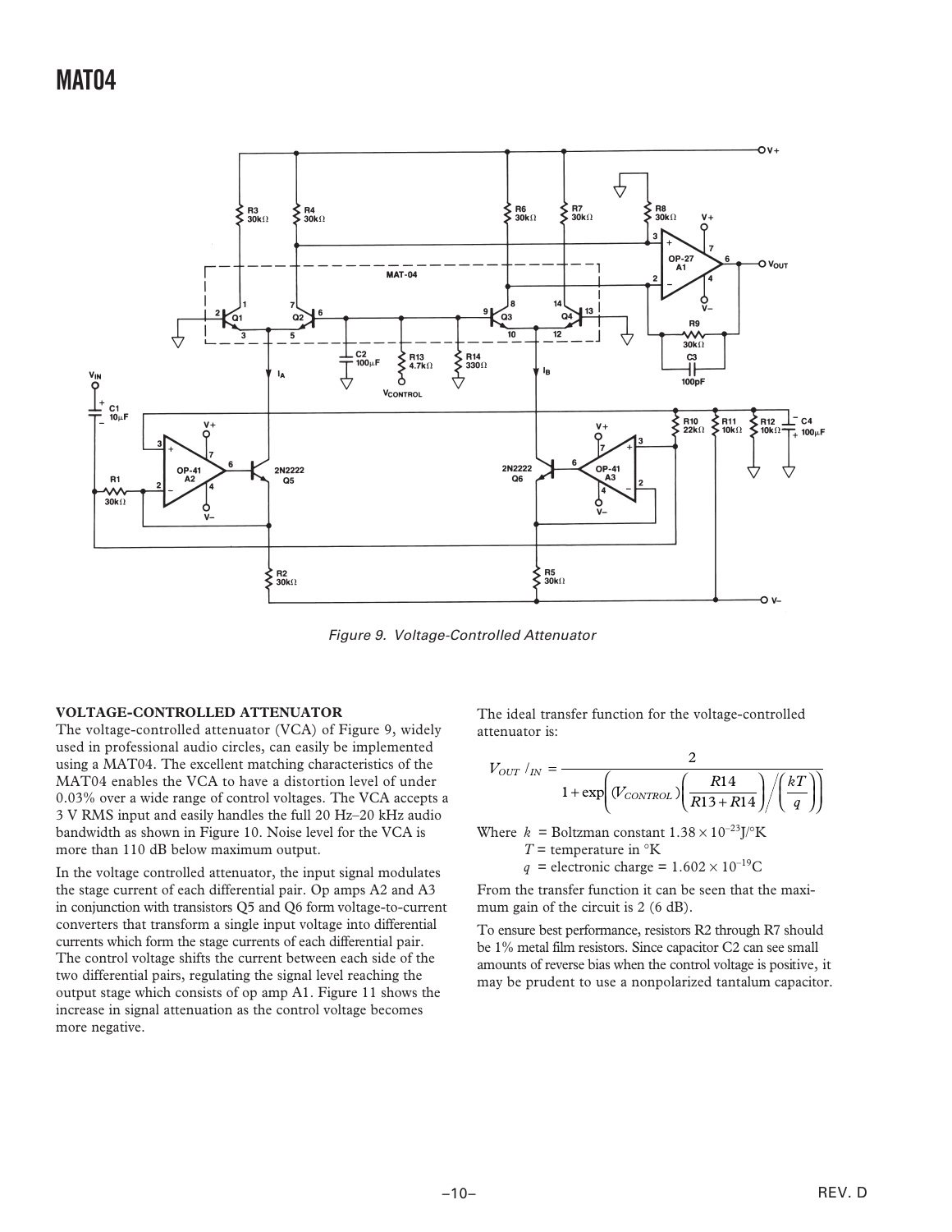Figure 9. Voltage-Controlled Attenuator

### VOLTAGE-CONTROLLED ATTENUATOR

The voltage-controlled attenuator (VCA) of Figure 9, widely used in professional audio circles, can easily be implemented using a MAT04. The excellent matching characteristics of the MAT04 enables the VCA to have a distortion level of under 0.03% over a wide range of control voltages. The VCA accepts a 3 V RMS input and easily handles the full 20 Hz–20 kHz audio bandwidth as shown in Figure 10. Noise level for the VCA is more than 110 dB below maximum output.

In the voltage controlled attenuator, the input signal modulates the stage current of each differential pair. Op amps A2 and A3 in conjunction with transistors Q5 and Q6 form voltage-to-current converters that transform a single input voltage into differential currents which form the stage currents of each differential pair. The control voltage shifts the current between each side of the two differential pairs, regulating the signal level reaching the output stage which consists of op amp A1. Figure 11 shows the increase in signal attenuation as the control voltage becomes more negative.

The ideal transfer function for the voltage-controlled attenuator is:

$$V_{OUT}/_{IN} = \frac{2}{1 + \exp\left( (V_{CONTROL}) \left( \frac{R14}{R13 + R14} \right) \Big/ \left( \frac{kT}{q} \right) \right)}$$

Where $k$ = Boltzman constant $1.38 \times 10^{-23}$J/°K
$T$ = temperature in °K
$q$ = electronic charge = $1.602 \times 10^{-19}$C

From the transfer function it can be seen that the maximum gain of the circuit is 2 (6 dB).

To ensure best performance, resistors R2 through R7 should be 1% metal film resistors. Since capacitor C2 can see small amounts of reverse bias when the control voltage is positive, it may be prudent to use a nonpolarized tantalum capacitor.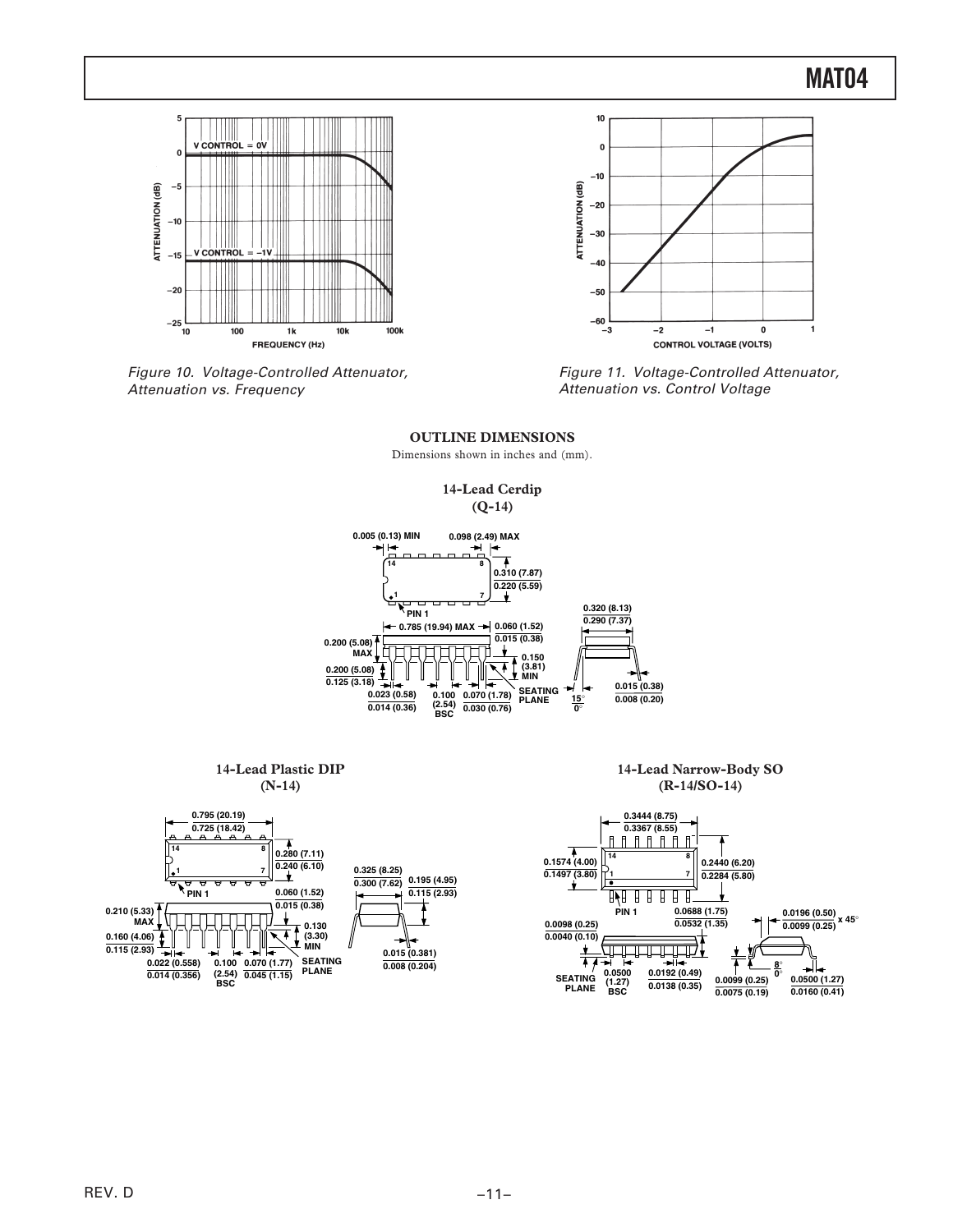Figure 10. Voltage-Controlled Attenuator, Attenuation vs. Frequency

Figure 11. Voltage-Controlled Attenuator, Attenuation vs. Control Voltage

## OUTLINE DIMENSIONS

Dimensions shown in inches and (mm).

### 14-Lead Cerdip (Q-14)

### 14-Lead Plastic DIP (N-14)

### 14-Lead Narrow-Body SO (R-14/SO-14)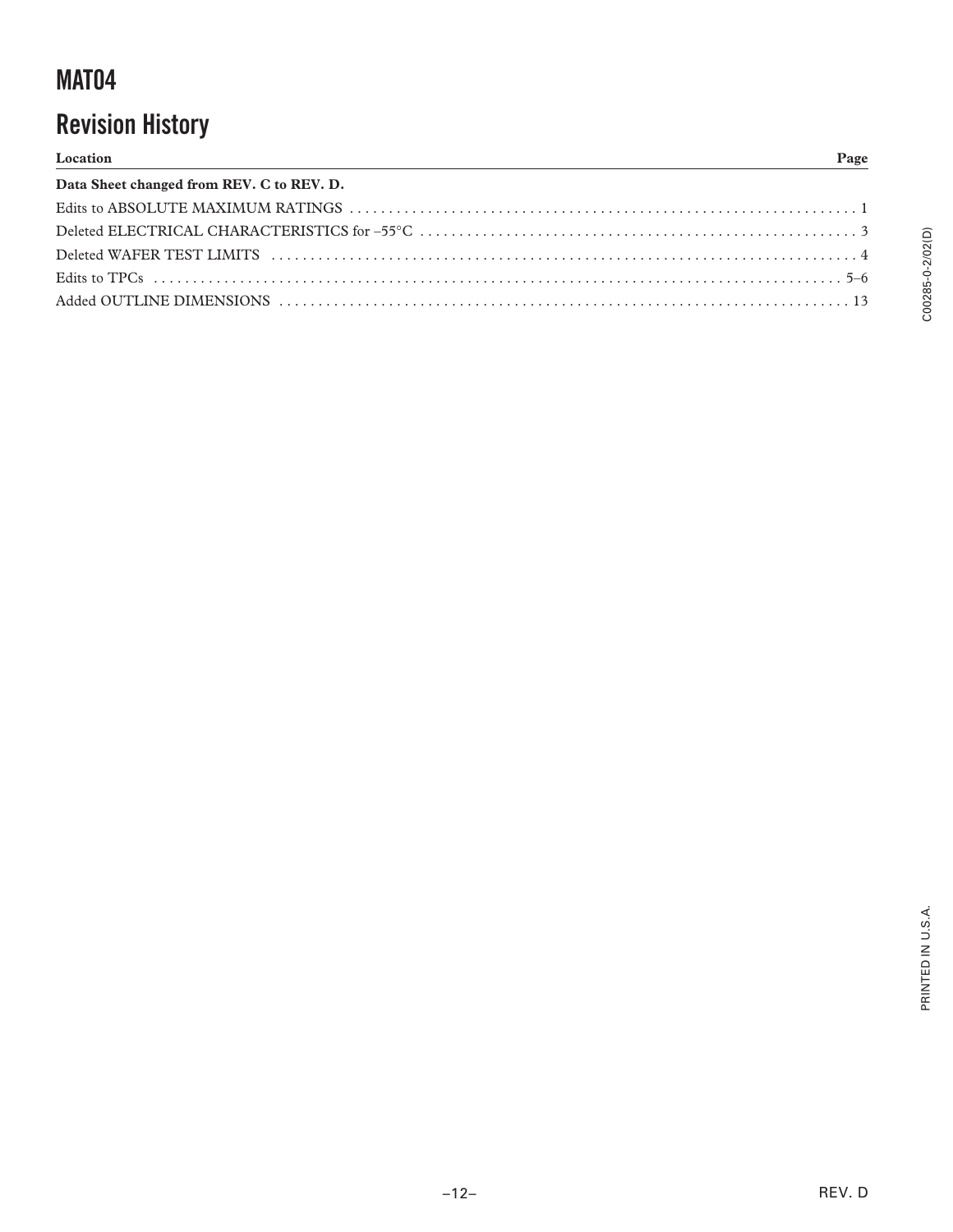# MAT04

## Revision History

| Location | Page |
|---|---|
| **Data Sheet changed from REV. C to REV. D.** | |
| Edits to ABSOLUTE MAXIMUM RATINGS | 1 |
| Deleted ELECTRICAL CHARACTERISTICS for –55°C | 3 |
| Deleted WAFER TEST LIMITS | 4 |
| Edits to TPCs | 5–6 |
| Added OUTLINE DIMENSIONS | 13 |

C00285-0-2/02(D)

PRINTED IN U.S.A.